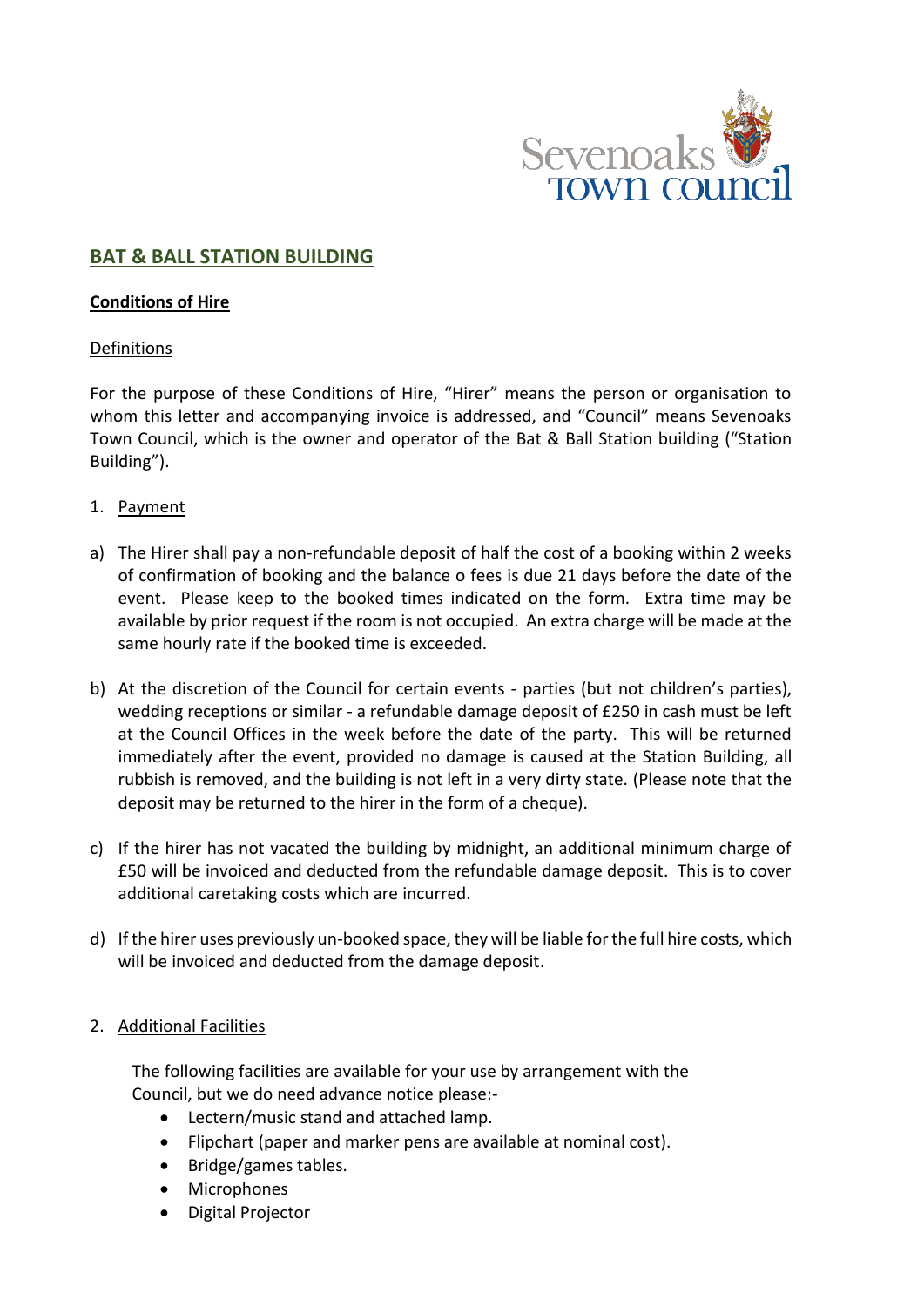Sevenoaks Town Council

## BAT & BALL STATION BUILDING

**Conditions of Hire**

Definitions

For the purpose of these Conditions of Hire, "Hirer" means the person or organisation to whom this letter and accompanying invoice is addressed, and "Council" means Sevenoaks Town Council, which is the owner and operator of the Bat & Ball Station building ("Station Building").

1. Payment

a) The Hirer shall pay a non-refundable deposit of half the cost of a booking within 2 weeks of confirmation of booking and the balance o fees is due 21 days before the date of the event. Please keep to the booked times indicated on the form. Extra time may be available by prior request if the room is not occupied. An extra charge will be made at the same hourly rate if the booked time is exceeded.

b) At the discretion of the Council for certain events - parties (but not children's parties), wedding receptions or similar - a refundable damage deposit of £250 in cash must be left at the Council Offices in the week before the date of the party. This will be returned immediately after the event, provided no damage is caused at the Station Building, all rubbish is removed, and the building is not left in a very dirty state. (Please note that the deposit may be returned to the hirer in the form of a cheque).

c) If the hirer has not vacated the building by midnight, an additional minimum charge of £50 will be invoiced and deducted from the refundable damage deposit. This is to cover additional caretaking costs which are incurred.

d) If the hirer uses previously un-booked space, they will be liable for the full hire costs, which will be invoiced and deducted from the damage deposit.

2. Additional Facilities

The following facilities are available for your use by arrangement with the Council, but we do need advance notice please:-

- Lectern/music stand and attached lamp.
- Flipchart (paper and marker pens are available at nominal cost).
- Bridge/games tables.
- Microphones
- Digital Projector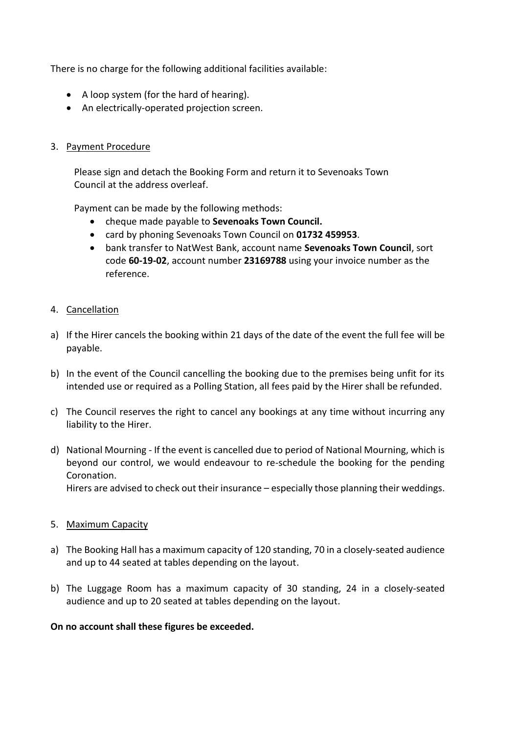There is no charge for the following additional facilities available:

- A loop system (for the hard of hearing).
- An electrically-operated projection screen.

3. Payment Procedure

Please sign and detach the Booking Form and return it to Sevenoaks Town Council at the address overleaf.

Payment can be made by the following methods:

- cheque made payable to **Sevenoaks Town Council.**
- card by phoning Sevenoaks Town Council on **01732 459953**.
- bank transfer to NatWest Bank, account name **Sevenoaks Town Council**, sort code **60-19-02**, account number **23169788** using your invoice number as the reference.

4. Cancellation

a) If the Hirer cancels the booking within 21 days of the date of the event the full fee will be payable.

b) In the event of the Council cancelling the booking due to the premises being unfit for its intended use or required as a Polling Station, all fees paid by the Hirer shall be refunded.

c) The Council reserves the right to cancel any bookings at any time without incurring any liability to the Hirer.

d) National Mourning - If the event is cancelled due to period of National Mourning, which is beyond our control, we would endeavour to re-schedule the booking for the pending Coronation.
Hirers are advised to check out their insurance – especially those planning their weddings.

5. Maximum Capacity

a) The Booking Hall has a maximum capacity of 120 standing, 70 in a closely-seated audience and up to 44 seated at tables depending on the layout.

b) The Luggage Room has a maximum capacity of 30 standing, 24 in a closely-seated audience and up to 20 seated at tables depending on the layout.

**On no account shall these figures be exceeded.**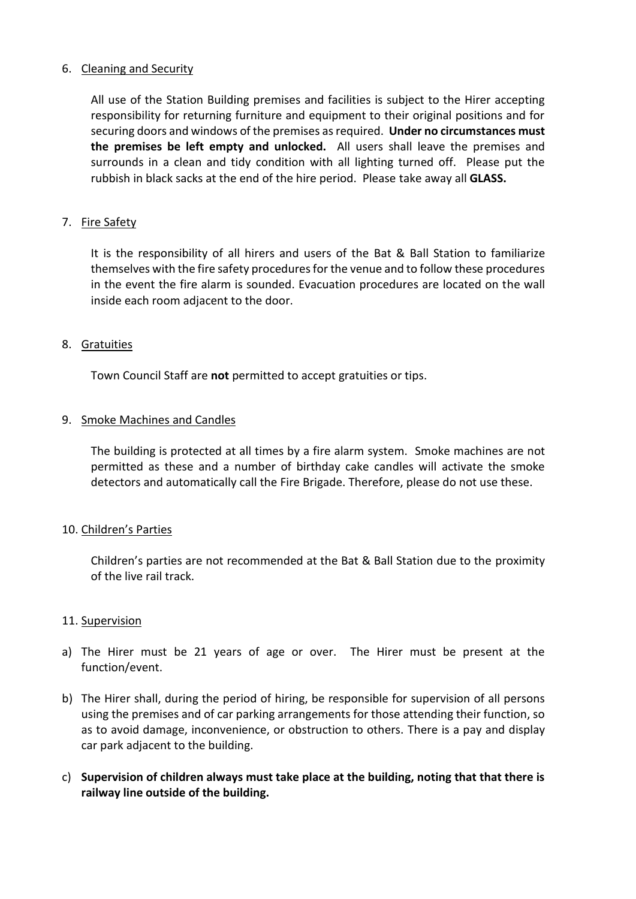6. <u>Cleaning and Security</u>

   All use of the Station Building premises and facilities is subject to the Hirer accepting responsibility for returning furniture and equipment to their original positions and for securing doors and windows of the premises as required. **Under no circumstances must the premises be left empty and unlocked.** All users shall leave the premises and surrounds in a clean and tidy condition with all lighting turned off. Please put the rubbish in black sacks at the end of the hire period. Please take away all **GLASS.**

7. <u>Fire Safety</u>

   It is the responsibility of all hirers and users of the Bat & Ball Station to familiarize themselves with the fire safety procedures for the venue and to follow these procedures in the event the fire alarm is sounded. Evacuation procedures are located on the wall inside each room adjacent to the door.

8. <u>Gratuities</u>

   Town Council Staff are **not** permitted to accept gratuities or tips.

9. <u>Smoke Machines and Candles</u>

   The building is protected at all times by a fire alarm system. Smoke machines are not permitted as these and a number of birthday cake candles will activate the smoke detectors and automatically call the Fire Brigade. Therefore, please do not use these.

10. <u>Children's Parties</u>

    Children's parties are not recommended at the Bat & Ball Station due to the proximity of the live rail track.

11. <u>Supervision</u>

a) The Hirer must be 21 years of age or over. The Hirer must be present at the function/event.

b) The Hirer shall, during the period of hiring, be responsible for supervision of all persons using the premises and of car parking arrangements for those attending their function, so as to avoid damage, inconvenience, or obstruction to others. There is a pay and display car park adjacent to the building.

c) **Supervision of children always must take place at the building, noting that that there is railway line outside of the building.**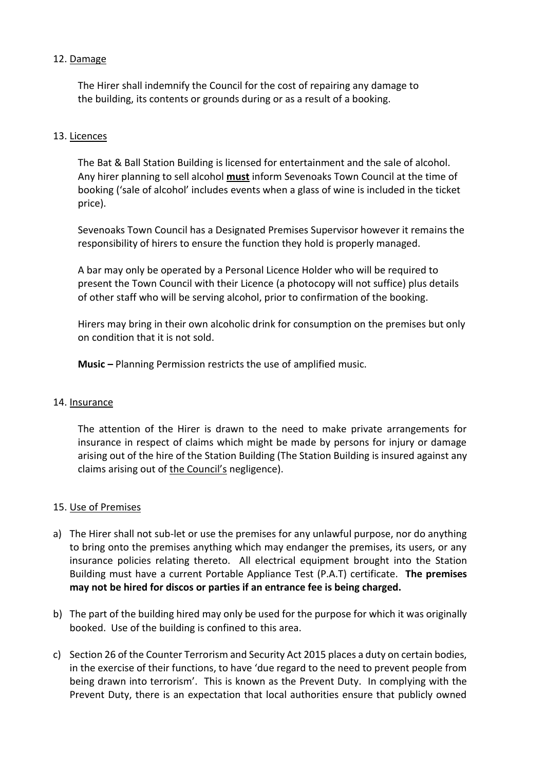12. <u>Damage</u>

The Hirer shall indemnify the Council for the cost of repairing any damage to the building, its contents or grounds during or as a result of a booking.

13. <u>Licences</u>

The Bat & Ball Station Building is licensed for entertainment and the sale of alcohol. Any hirer planning to sell alcohol **<u>must</u>** inform Sevenoaks Town Council at the time of booking ('sale of alcohol' includes events when a glass of wine is included in the ticket price).

Sevenoaks Town Council has a Designated Premises Supervisor however it remains the responsibility of hirers to ensure the function they hold is properly managed.

A bar may only be operated by a Personal Licence Holder who will be required to present the Town Council with their Licence (a photocopy will not suffice) plus details of other staff who will be serving alcohol, prior to confirmation of the booking.

Hirers may bring in their own alcoholic drink for consumption on the premises but only on condition that it is not sold.

**Music –** Planning Permission restricts the use of amplified music.

14. <u>Insurance</u>

The attention of the Hirer is drawn to the need to make private arrangements for insurance in respect of claims which might be made by persons for injury or damage arising out of the hire of the Station Building (The Station Building is insured against any claims arising out of <u>the Council's</u> negligence).

15. <u>Use of Premises</u>

a) The Hirer shall not sub-let or use the premises for any unlawful purpose, nor do anything to bring onto the premises anything which may endanger the premises, its users, or any insurance policies relating thereto. All electrical equipment brought into the Station Building must have a current Portable Appliance Test (P.A.T) certificate. **The premises may not be hired for discos or parties if an entrance fee is being charged.**

b) The part of the building hired may only be used for the purpose for which it was originally booked. Use of the building is confined to this area.

c) Section 26 of the Counter Terrorism and Security Act 2015 places a duty on certain bodies, in the exercise of their functions, to have 'due regard to the need to prevent people from being drawn into terrorism'. This is known as the Prevent Duty. In complying with the Prevent Duty, there is an expectation that local authorities ensure that publicly owned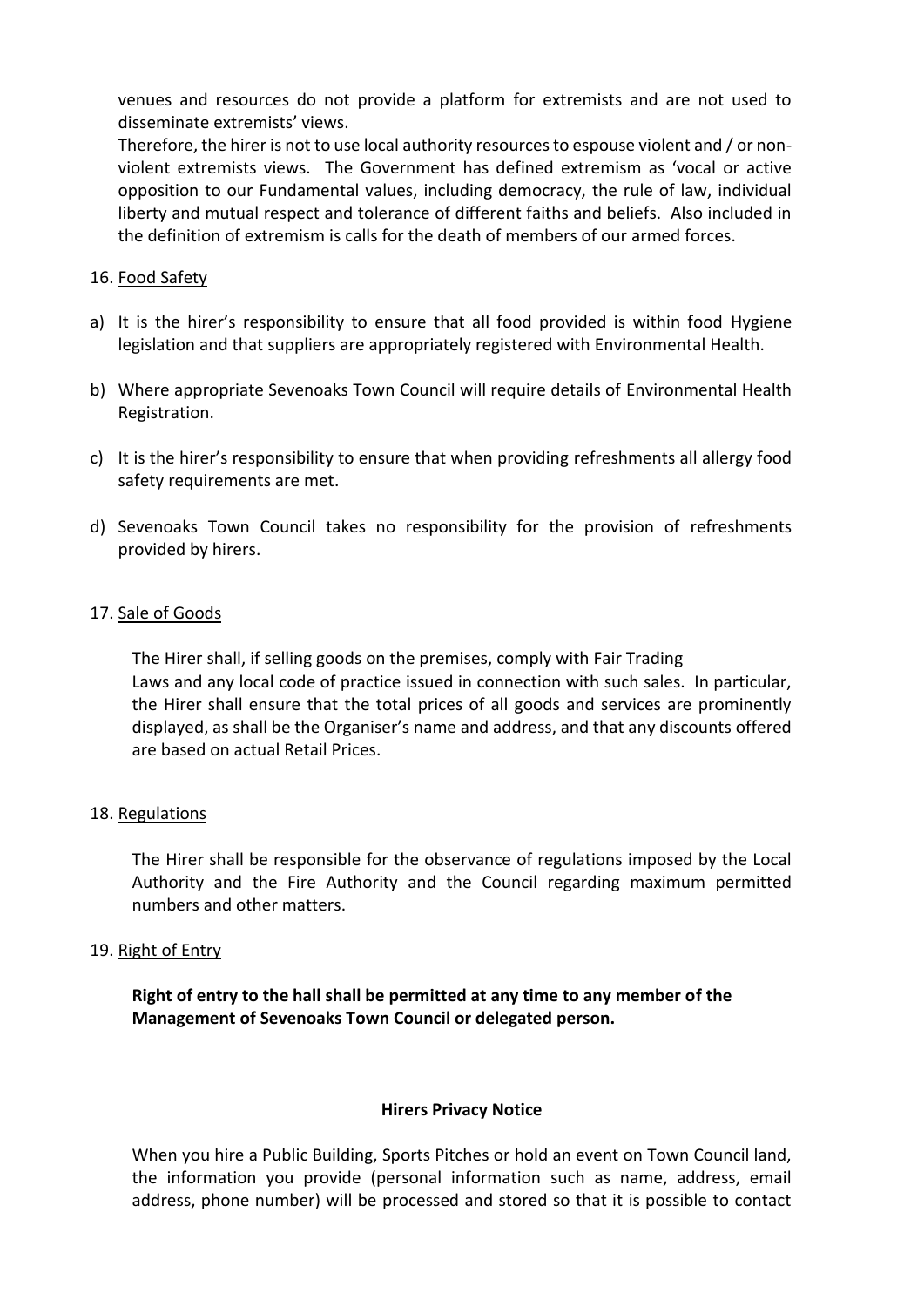venues and resources do not provide a platform for extremists and are not used to disseminate extremists' views.

Therefore, the hirer is not to use local authority resources to espouse violent and / or non-violent extremists views. The Government has defined extremism as 'vocal or active opposition to our Fundamental values, including democracy, the rule of law, individual liberty and mutual respect and tolerance of different faiths and beliefs. Also included in the definition of extremism is calls for the death of members of our armed forces.

16. Food Safety

a) It is the hirer's responsibility to ensure that all food provided is within food Hygiene legislation and that suppliers are appropriately registered with Environmental Health.

b) Where appropriate Sevenoaks Town Council will require details of Environmental Health Registration.

c) It is the hirer's responsibility to ensure that when providing refreshments all allergy food safety requirements are met.

d) Sevenoaks Town Council takes no responsibility for the provision of refreshments provided by hirers.

17. Sale of Goods

The Hirer shall, if selling goods on the premises, comply with Fair Trading Laws and any local code of practice issued in connection with such sales. In particular, the Hirer shall ensure that the total prices of all goods and services are prominently displayed, as shall be the Organiser's name and address, and that any discounts offered are based on actual Retail Prices.

18. Regulations

The Hirer shall be responsible for the observance of regulations imposed by the Local Authority and the Fire Authority and the Council regarding maximum permitted numbers and other matters.

19. Right of Entry

**Right of entry to the hall shall be permitted at any time to any member of the Management of Sevenoaks Town Council or delegated person.**

**Hirers Privacy Notice**

When you hire a Public Building, Sports Pitches or hold an event on Town Council land, the information you provide (personal information such as name, address, email address, phone number) will be processed and stored so that it is possible to contact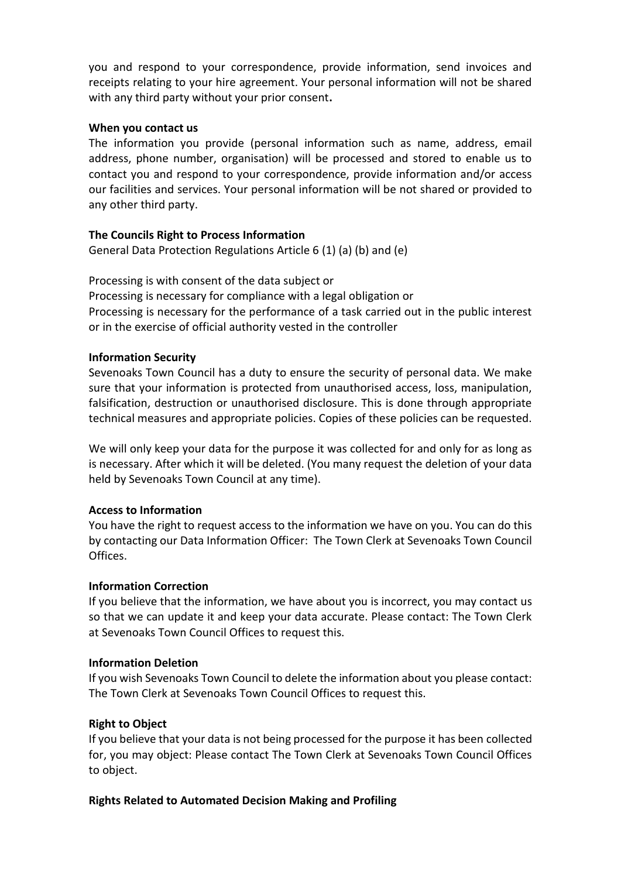you and respond to your correspondence, provide information, send invoices and receipts relating to your hire agreement. Your personal information will not be shared with any third party without your prior consent**.**

**When you contact us**

The information you provide (personal information such as name, address, email address, phone number, organisation) will be processed and stored to enable us to contact you and respond to your correspondence, provide information and/or access our facilities and services. Your personal information will be not shared or provided to any other third party.

**The Councils Right to Process Information**

General Data Protection Regulations Article 6 (1) (a) (b) and (e)

Processing is with consent of the data subject or
Processing is necessary for compliance with a legal obligation or
Processing is necessary for the performance of a task carried out in the public interest or in the exercise of official authority vested in the controller

**Information Security**

Sevenoaks Town Council has a duty to ensure the security of personal data. We make sure that your information is protected from unauthorised access, loss, manipulation, falsification, destruction or unauthorised disclosure. This is done through appropriate technical measures and appropriate policies. Copies of these policies can be requested.

We will only keep your data for the purpose it was collected for and only for as long as is necessary. After which it will be deleted. (You many request the deletion of your data held by Sevenoaks Town Council at any time).

**Access to Information**

You have the right to request access to the information we have on you. You can do this by contacting our Data Information Officer: The Town Clerk at Sevenoaks Town Council Offices.

**Information Correction**

If you believe that the information, we have about you is incorrect, you may contact us so that we can update it and keep your data accurate. Please contact: The Town Clerk at Sevenoaks Town Council Offices to request this.

**Information Deletion**

If you wish Sevenoaks Town Council to delete the information about you please contact: The Town Clerk at Sevenoaks Town Council Offices to request this.

**Right to Object**

If you believe that your data is not being processed for the purpose it has been collected for, you may object: Please contact The Town Clerk at Sevenoaks Town Council Offices to object.

**Rights Related to Automated Decision Making and Profiling**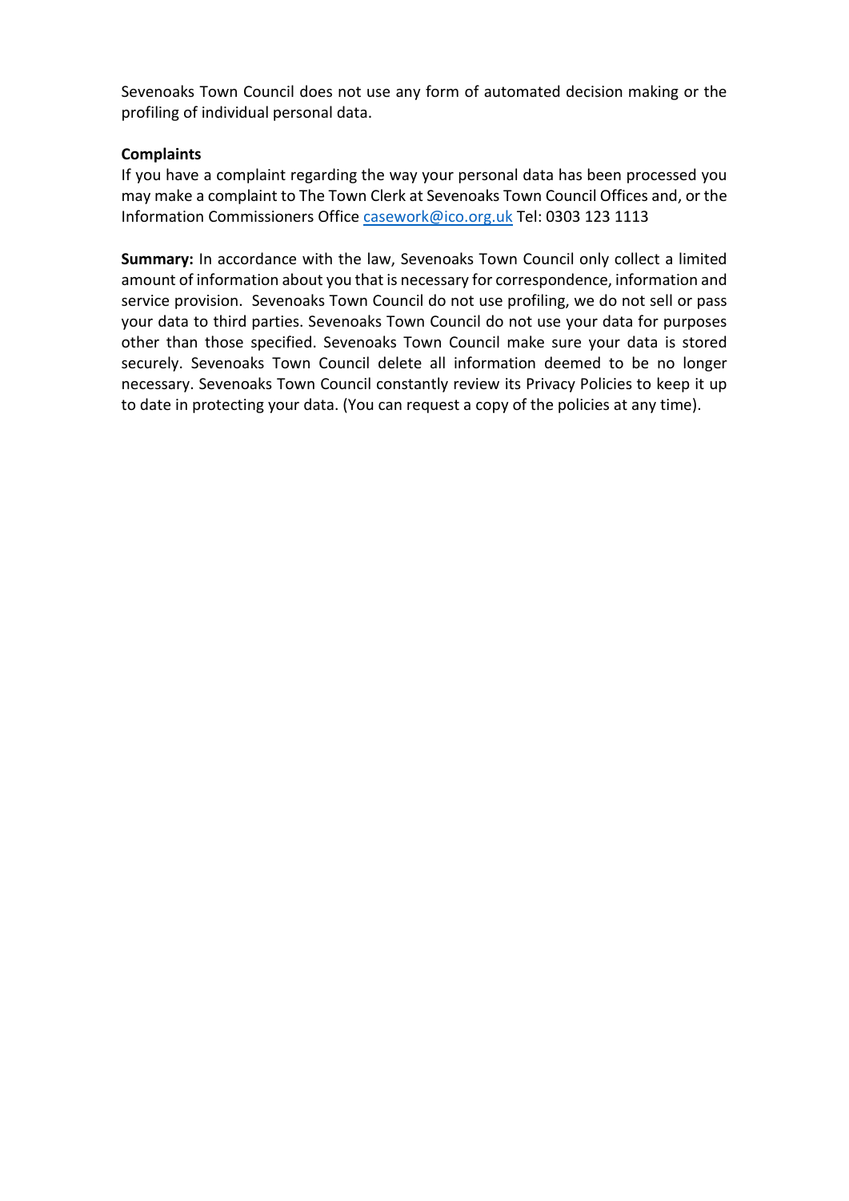Sevenoaks Town Council does not use any form of automated decision making or the profiling of individual personal data.

**Complaints**

If you have a complaint regarding the way your personal data has been processed you may make a complaint to The Town Clerk at Sevenoaks Town Council Offices and, or the Information Commissioners Office casework@ico.org.uk Tel: 0303 123 1113

**Summary:** In accordance with the law, Sevenoaks Town Council only collect a limited amount of information about you that is necessary for correspondence, information and service provision. Sevenoaks Town Council do not use profiling, we do not sell or pass your data to third parties. Sevenoaks Town Council do not use your data for purposes other than those specified. Sevenoaks Town Council make sure your data is stored securely. Sevenoaks Town Council delete all information deemed to be no longer necessary. Sevenoaks Town Council constantly review its Privacy Policies to keep it up to date in protecting your data. (You can request a copy of the policies at any time).